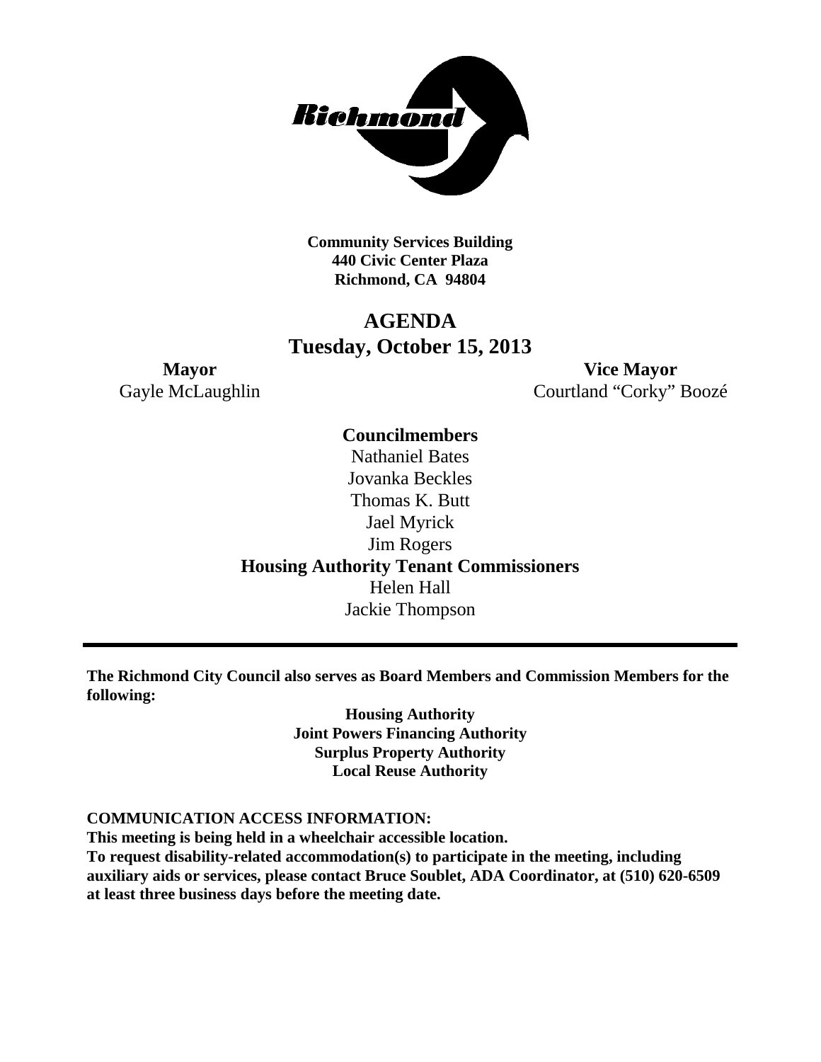**Community Services Building**
**440 Civic Center Plaza**
**Richmond, CA 94804**

# AGENDA
## Tuesday, October 15, 2013

**Mayor**
Gayle McLaughlin

**Vice Mayor**
Courtland "Corky" Boozé

**Councilmembers**
Nathaniel Bates
Jovanka Beckles
Thomas K. Butt
Jael Myrick
Jim Rogers

**Housing Authority Tenant Commissioners**
Helen Hall
Jackie Thompson

---

**The Richmond City Council also serves as Board Members and Commission Members for the following:**

**Housing Authority**
**Joint Powers Financing Authority**
**Surplus Property Authority**
**Local Reuse Authority**

**COMMUNICATION ACCESS INFORMATION:**
**This meeting is being held in a wheelchair accessible location.**
**To request disability-related accommodation(s) to participate in the meeting, including auxiliary aids or services, please contact Bruce Soublet, ADA Coordinator, at (510) 620-6509 at least three business days before the meeting date.**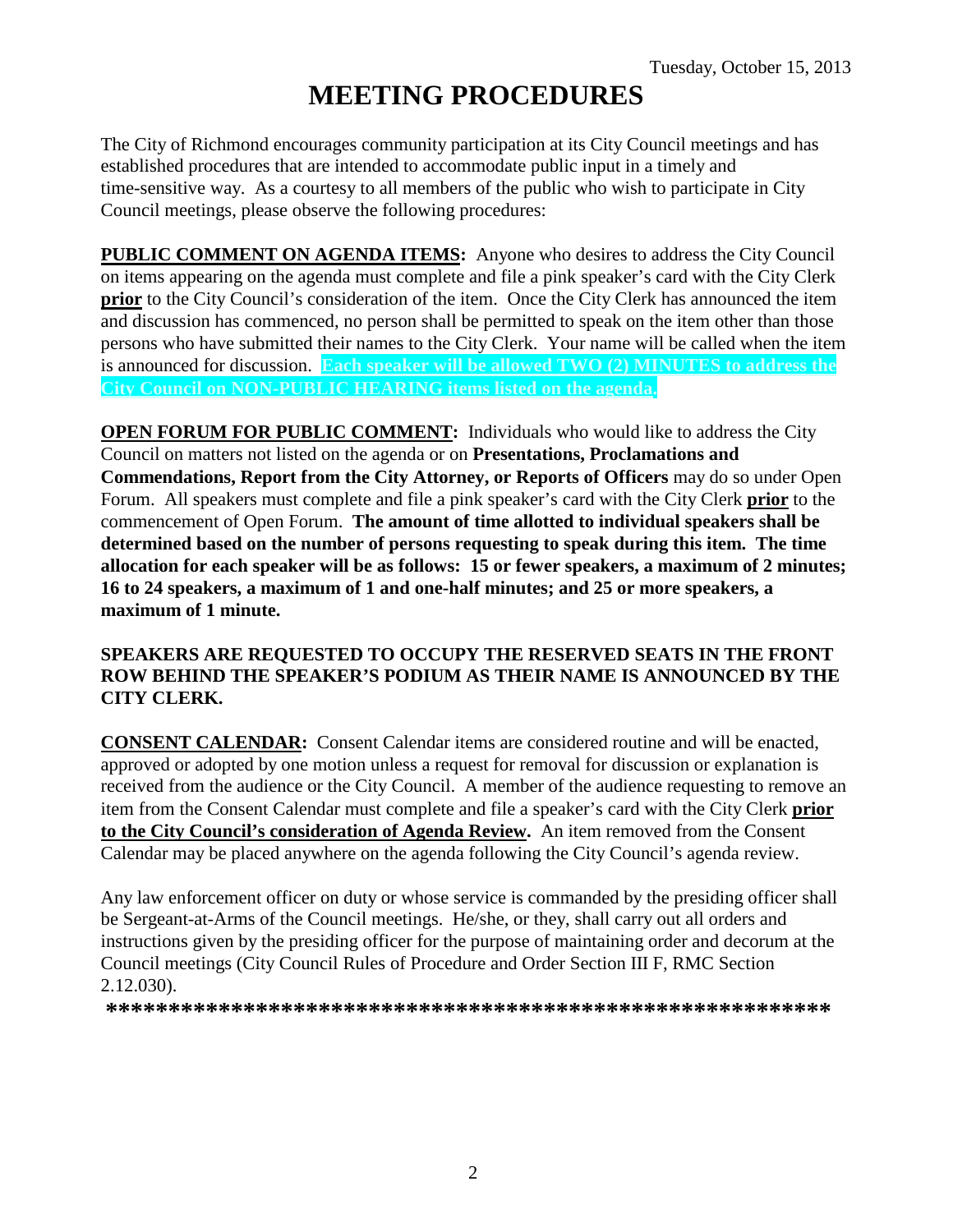Tuesday, October 15, 2013

# MEETING PROCEDURES

The City of Richmond encourages community participation at its City Council meetings and has established procedures that are intended to accommodate public input in a timely and time-sensitive way. As a courtesy to all members of the public who wish to participate in City Council meetings, please observe the following procedures:

**PUBLIC COMMENT ON AGENDA ITEMS:** Anyone who desires to address the City Council on items appearing on the agenda must complete and file a pink speaker's card with the City Clerk **prior** to the City Council's consideration of the item. Once the City Clerk has announced the item and discussion has commenced, no person shall be permitted to speak on the item other than those persons who have submitted their names to the City Clerk. Your name will be called when the item is announced for discussion. **Each speaker will be allowed TWO (2) MINUTES to address the City Council on NON-PUBLIC HEARING items listed on the agenda.**

**OPEN FORUM FOR PUBLIC COMMENT:** Individuals who would like to address the City Council on matters not listed on the agenda or on **Presentations, Proclamations and Commendations, Report from the City Attorney, or Reports of Officers** may do so under Open Forum. All speakers must complete and file a pink speaker's card with the City Clerk **prior** to the commencement of Open Forum. **The amount of time allotted to individual speakers shall be determined based on the number of persons requesting to speak during this item. The time allocation for each speaker will be as follows: 15 or fewer speakers, a maximum of 2 minutes; 16 to 24 speakers, a maximum of 1 and one-half minutes; and 25 or more speakers, a maximum of 1 minute.**

**SPEAKERS ARE REQUESTED TO OCCUPY THE RESERVED SEATS IN THE FRONT ROW BEHIND THE SPEAKER'S PODIUM AS THEIR NAME IS ANNOUNCED BY THE CITY CLERK.**

**CONSENT CALENDAR:** Consent Calendar items are considered routine and will be enacted, approved or adopted by one motion unless a request for removal for discussion or explanation is received from the audience or the City Council. A member of the audience requesting to remove an item from the Consent Calendar must complete and file a speaker's card with the City Clerk **prior to the City Council's consideration of Agenda Review.** An item removed from the Consent Calendar may be placed anywhere on the agenda following the City Council's agenda review.

Any law enforcement officer on duty or whose service is commanded by the presiding officer shall be Sergeant-at-Arms of the Council meetings. He/she, or they, shall carry out all orders and instructions given by the presiding officer for the purpose of maintaining order and decorum at the Council meetings (City Council Rules of Procedure and Order Section III F, RMC Section 2.12.030).

**\*\*\*\*\*\*\*\*\*\*\*\*\*\*\*\*\*\*\*\*\*\*\*\*\*\*\*\*\*\*\*\*\*\*\*\*\*\*\*\*\*\*\*\*\*\*\*\*\*\*\*\*\*\*\*\*\*\*\*\***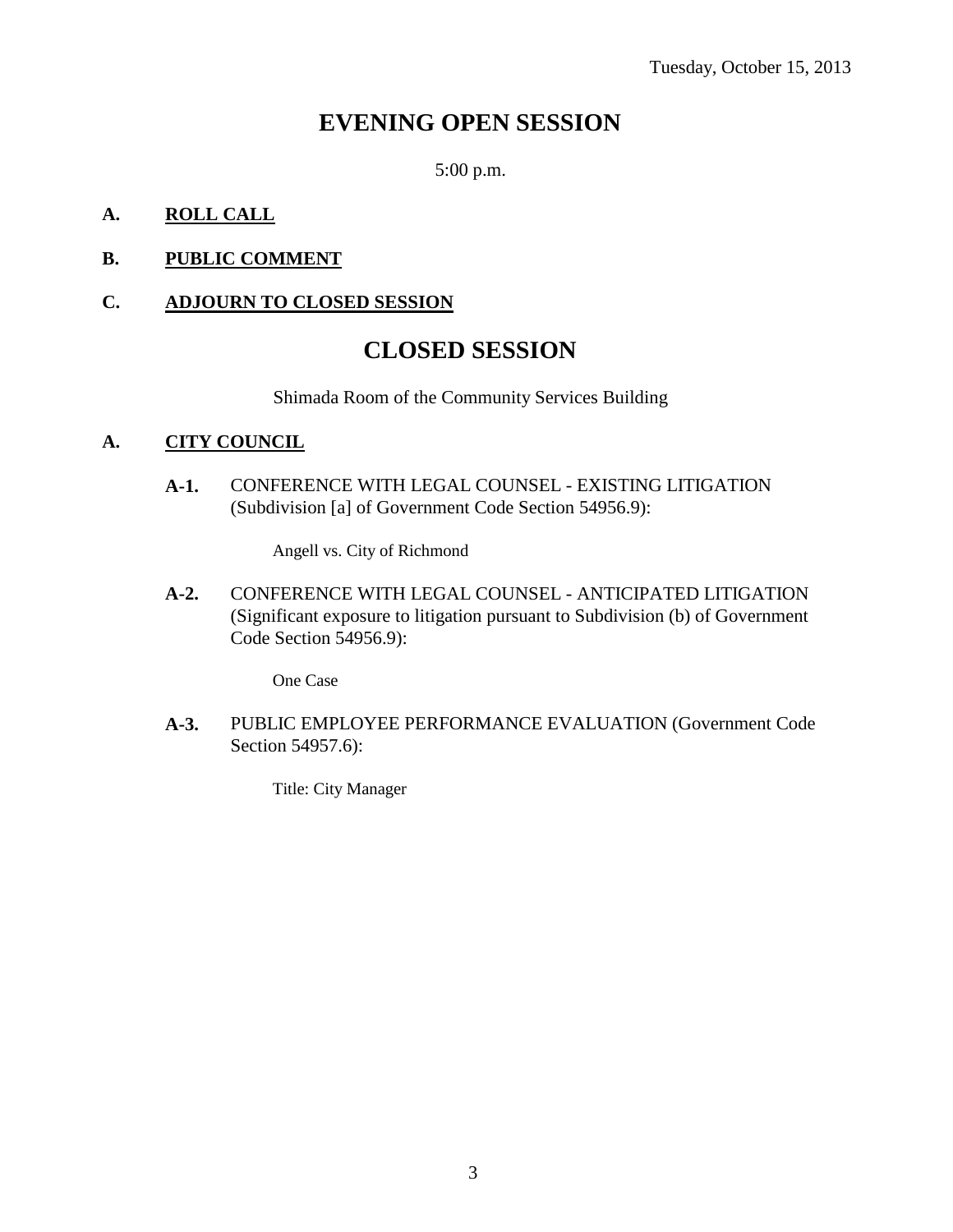Tuesday, October 15, 2013

# EVENING OPEN SESSION

5:00 p.m.

**A. ROLL CALL**

**B. PUBLIC COMMENT**

**C. ADJOURN TO CLOSED SESSION**

# CLOSED SESSION

Shimada Room of the Community Services Building

**A. CITY COUNCIL**

**A-1.** CONFERENCE WITH LEGAL COUNSEL - EXISTING LITIGATION (Subdivision [a] of Government Code Section 54956.9):

Angell vs. City of Richmond

**A-2.** CONFERENCE WITH LEGAL COUNSEL - ANTICIPATED LITIGATION (Significant exposure to litigation pursuant to Subdivision (b) of Government Code Section 54956.9):

One Case

**A-3.** PUBLIC EMPLOYEE PERFORMANCE EVALUATION (Government Code Section 54957.6):

Title: City Manager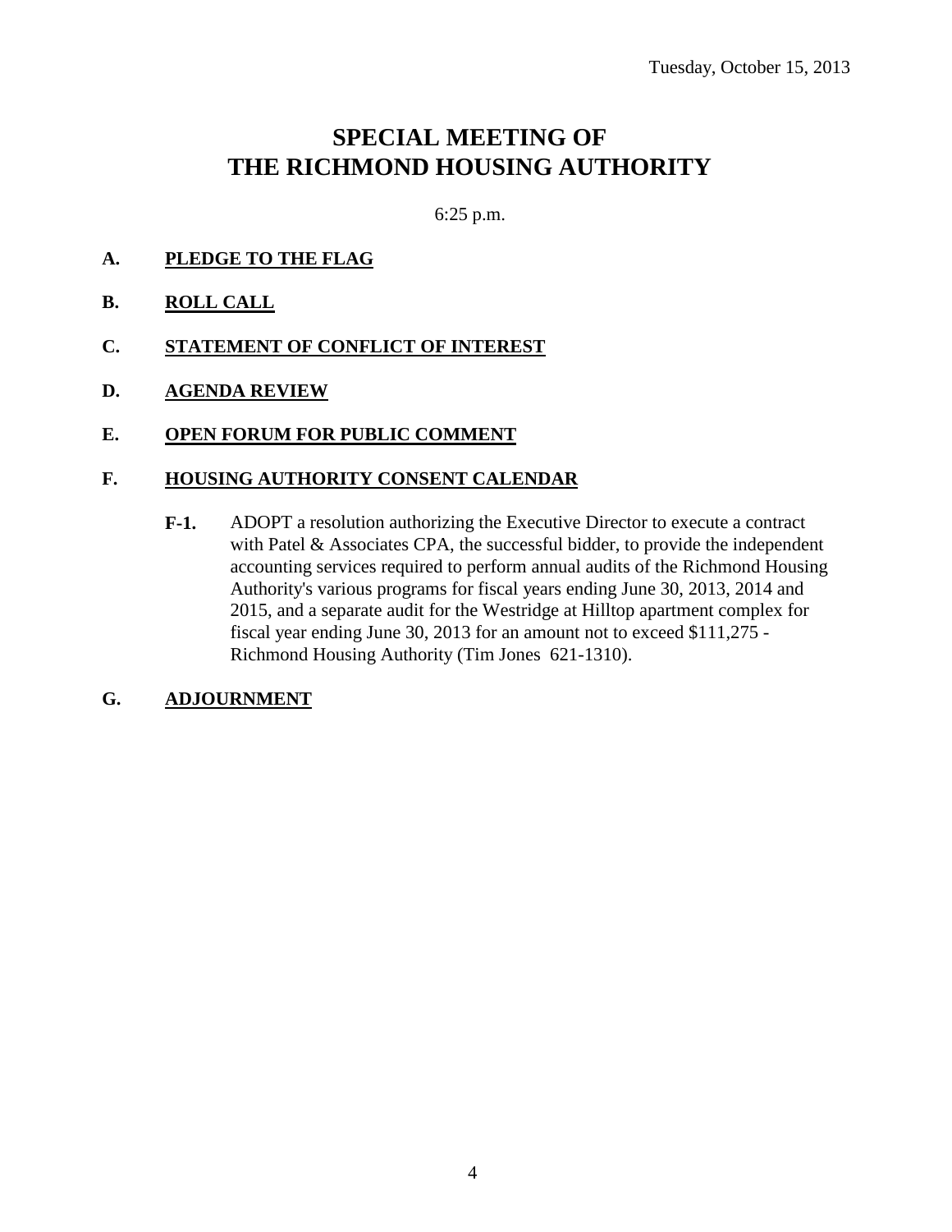Tuesday, October 15, 2013

# SPECIAL MEETING OF THE RICHMOND HOUSING AUTHORITY

6:25 p.m.

**A.** **PLEDGE TO THE FLAG**

**B.** **ROLL CALL**

**C.** **STATEMENT OF CONFLICT OF INTEREST**

**D.** **AGENDA REVIEW**

**E.** **OPEN FORUM FOR PUBLIC COMMENT**

**F.** **HOUSING AUTHORITY CONSENT CALENDAR**

**F-1.** ADOPT a resolution authorizing the Executive Director to execute a contract with Patel & Associates CPA, the successful bidder, to provide the independent accounting services required to perform annual audits of the Richmond Housing Authority's various programs for fiscal years ending June 30, 2013, 2014 and 2015, and a separate audit for the Westridge at Hilltop apartment complex for fiscal year ending June 30, 2013 for an amount not to exceed $111,275 - Richmond Housing Authority (Tim Jones 621-1310).

**G.** **ADJOURNMENT**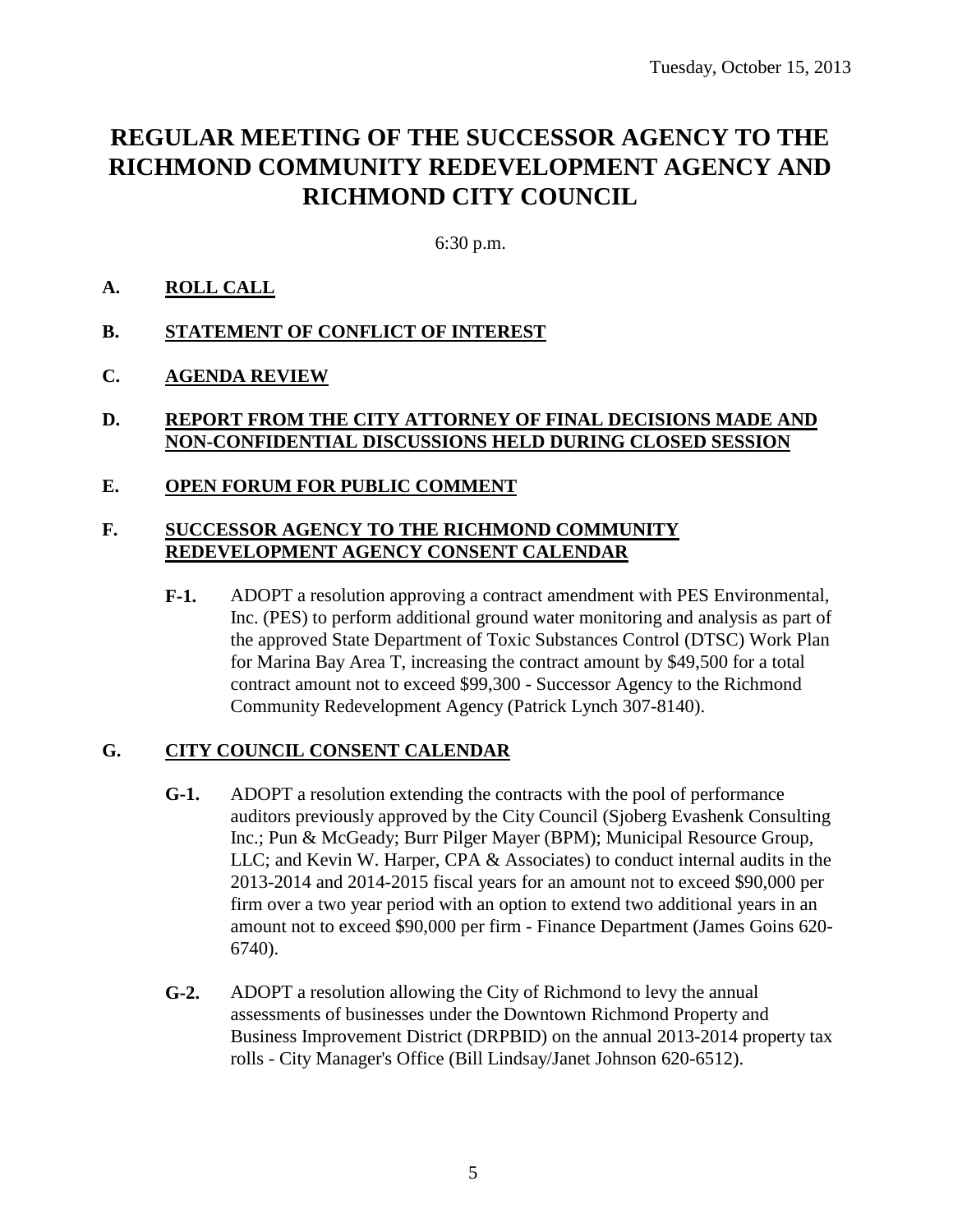Tuesday, October 15, 2013

# REGULAR MEETING OF THE SUCCESSOR AGENCY TO THE RICHMOND COMMUNITY REDEVELOPMENT AGENCY AND RICHMOND CITY COUNCIL

6:30 p.m.

**A. ROLL CALL**

**B. STATEMENT OF CONFLICT OF INTEREST**

**C. AGENDA REVIEW**

**D. REPORT FROM THE CITY ATTORNEY OF FINAL DECISIONS MADE AND NON-CONFIDENTIAL DISCUSSIONS HELD DURING CLOSED SESSION**

**E. OPEN FORUM FOR PUBLIC COMMENT**

**F. SUCCESSOR AGENCY TO THE RICHMOND COMMUNITY REDEVELOPMENT AGENCY CONSENT CALENDAR**

**F-1.** ADOPT a resolution approving a contract amendment with PES Environmental, Inc. (PES) to perform additional ground water monitoring and analysis as part of the approved State Department of Toxic Substances Control (DTSC) Work Plan for Marina Bay Area T, increasing the contract amount by $49,500 for a total contract amount not to exceed $99,300 - Successor Agency to the Richmond Community Redevelopment Agency (Patrick Lynch 307-8140).

**G. CITY COUNCIL CONSENT CALENDAR**

**G-1.** ADOPT a resolution extending the contracts with the pool of performance auditors previously approved by the City Council (Sjoberg Evashenk Consulting Inc.; Pun & McGeady; Burr Pilger Mayer (BPM); Municipal Resource Group, LLC; and Kevin W. Harper, CPA & Associates) to conduct internal audits in the 2013-2014 and 2014-2015 fiscal years for an amount not to exceed $90,000 per firm over a two year period with an option to extend two additional years in an amount not to exceed $90,000 per firm - Finance Department (James Goins 620-6740).

**G-2.** ADOPT a resolution allowing the City of Richmond to levy the annual assessments of businesses under the Downtown Richmond Property and Business Improvement District (DRPBID) on the annual 2013-2014 property tax rolls - City Manager's Office (Bill Lindsay/Janet Johnson 620-6512).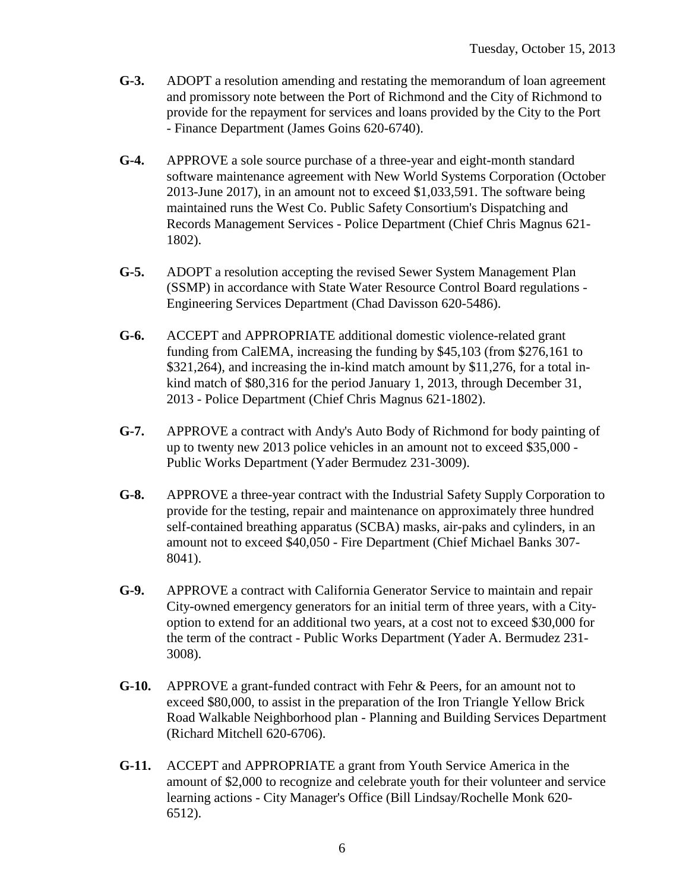**G-3.** ADOPT a resolution amending and restating the memorandum of loan agreement and promissory note between the Port of Richmond and the City of Richmond to provide for the repayment for services and loans provided by the City to the Port - Finance Department (James Goins 620-6740).

**G-4.** APPROVE a sole source purchase of a three-year and eight-month standard software maintenance agreement with New World Systems Corporation (October 2013-June 2017), in an amount not to exceed $1,033,591. The software being maintained runs the West Co. Public Safety Consortium's Dispatching and Records Management Services - Police Department (Chief Chris Magnus 621-1802).

**G-5.** ADOPT a resolution accepting the revised Sewer System Management Plan (SSMP) in accordance with State Water Resource Control Board regulations - Engineering Services Department (Chad Davisson 620-5486).

**G-6.** ACCEPT and APPROPRIATE additional domestic violence-related grant funding from CalEMA, increasing the funding by $45,103 (from $276,161 to $321,264), and increasing the in-kind match amount by $11,276, for a total in-kind match of $80,316 for the period January 1, 2013, through December 31, 2013 - Police Department (Chief Chris Magnus 621-1802).

**G-7.** APPROVE a contract with Andy's Auto Body of Richmond for body painting of up to twenty new 2013 police vehicles in an amount not to exceed $35,000 - Public Works Department (Yader Bermudez 231-3009).

**G-8.** APPROVE a three-year contract with the Industrial Safety Supply Corporation to provide for the testing, repair and maintenance on approximately three hundred self-contained breathing apparatus (SCBA) masks, air-paks and cylinders, in an amount not to exceed $40,050 - Fire Department (Chief Michael Banks 307-8041).

**G-9.** APPROVE a contract with California Generator Service to maintain and repair City-owned emergency generators for an initial term of three years, with a City-option to extend for an additional two years, at a cost not to exceed $30,000 for the term of the contract - Public Works Department (Yader A. Bermudez 231-3008).

**G-10.** APPROVE a grant-funded contract with Fehr & Peers, for an amount not to exceed $80,000, to assist in the preparation of the Iron Triangle Yellow Brick Road Walkable Neighborhood plan - Planning and Building Services Department (Richard Mitchell 620-6706).

**G-11.** ACCEPT and APPROPRIATE a grant from Youth Service America in the amount of $2,000 to recognize and celebrate youth for their volunteer and service learning actions - City Manager's Office (Bill Lindsay/Rochelle Monk 620-6512).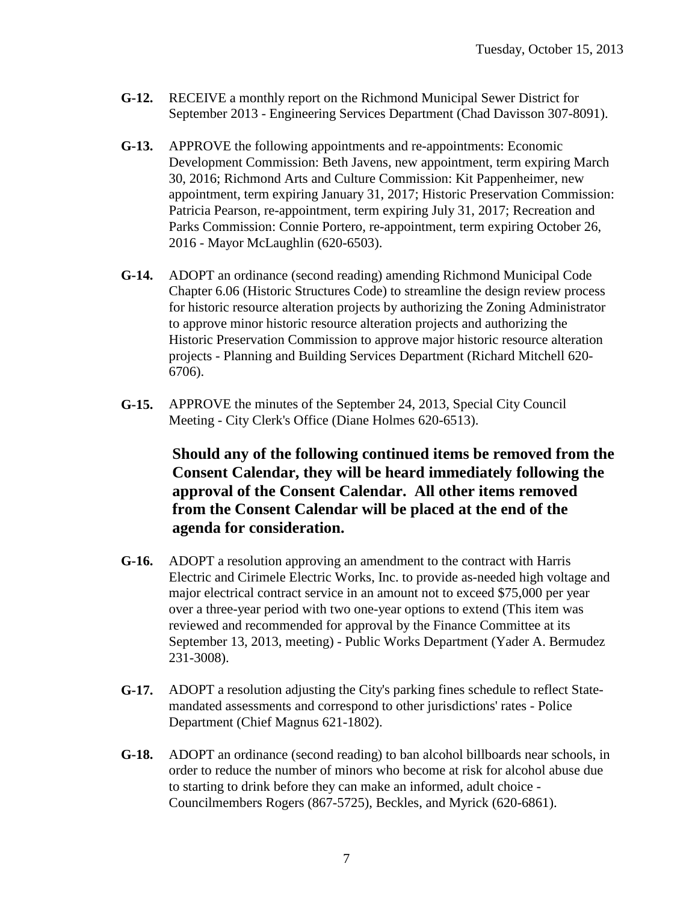**G-12.** RECEIVE a monthly report on the Richmond Municipal Sewer District for September 2013 - Engineering Services Department (Chad Davisson 307-8091).

**G-13.** APPROVE the following appointments and re-appointments: Economic Development Commission: Beth Javens, new appointment, term expiring March 30, 2016; Richmond Arts and Culture Commission: Kit Pappenheimer, new appointment, term expiring January 31, 2017; Historic Preservation Commission: Patricia Pearson, re-appointment, term expiring July 31, 2017; Recreation and Parks Commission: Connie Portero, re-appointment, term expiring October 26, 2016 - Mayor McLaughlin (620-6503).

**G-14.** ADOPT an ordinance (second reading) amending Richmond Municipal Code Chapter 6.06 (Historic Structures Code) to streamline the design review process for historic resource alteration projects by authorizing the Zoning Administrator to approve minor historic resource alteration projects and authorizing the Historic Preservation Commission to approve major historic resource alteration projects - Planning and Building Services Department (Richard Mitchell 620-6706).

**G-15.** APPROVE the minutes of the September 24, 2013, Special City Council Meeting - City Clerk's Office (Diane Holmes 620-6513).

**Should any of the following continued items be removed from the Consent Calendar, they will be heard immediately following the approval of the Consent Calendar. All other items removed from the Consent Calendar will be placed at the end of the agenda for consideration.**

**G-16.** ADOPT a resolution approving an amendment to the contract with Harris Electric and Cirimele Electric Works, Inc. to provide as-needed high voltage and major electrical contract service in an amount not to exceed $75,000 per year over a three-year period with two one-year options to extend (This item was reviewed and recommended for approval by the Finance Committee at its September 13, 2013, meeting) - Public Works Department (Yader A. Bermudez 231-3008).

**G-17.** ADOPT a resolution adjusting the City's parking fines schedule to reflect State-mandated assessments and correspond to other jurisdictions' rates - Police Department (Chief Magnus 621-1802).

**G-18.** ADOPT an ordinance (second reading) to ban alcohol billboards near schools, in order to reduce the number of minors who become at risk for alcohol abuse due to starting to drink before they can make an informed, adult choice - Councilmembers Rogers (867-5725), Beckles, and Myrick (620-6861).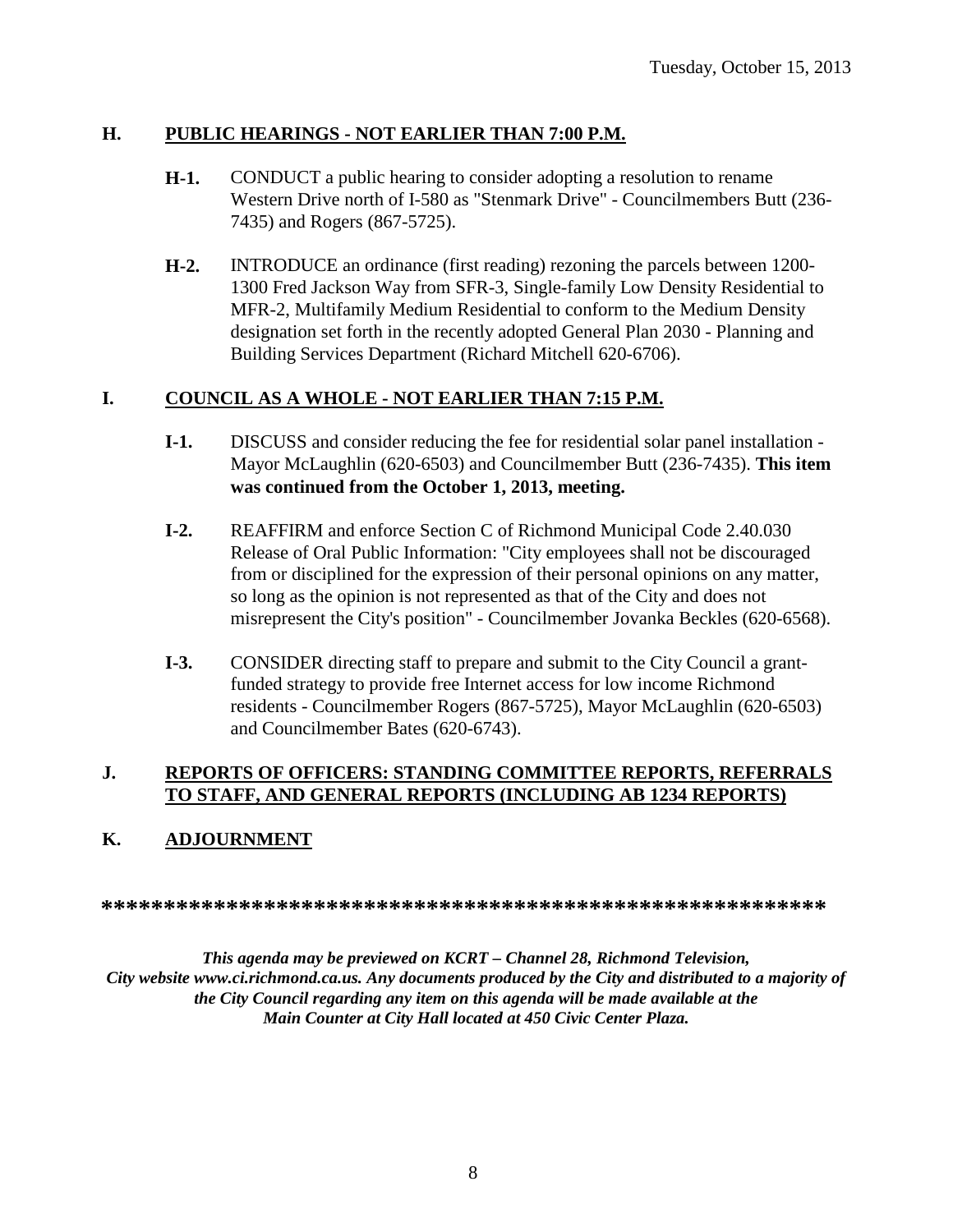## H. PUBLIC HEARINGS - NOT EARLIER THAN 7:00 P.M.

**H-1.** CONDUCT a public hearing to consider adopting a resolution to rename Western Drive north of I-580 as "Stenmark Drive" - Councilmembers Butt (236-7435) and Rogers (867-5725).

**H-2.** INTRODUCE an ordinance (first reading) rezoning the parcels between 1200-1300 Fred Jackson Way from SFR-3, Single-family Low Density Residential to MFR-2, Multifamily Medium Residential to conform to the Medium Density designation set forth in the recently adopted General Plan 2030 - Planning and Building Services Department (Richard Mitchell 620-6706).

## I. COUNCIL AS A WHOLE - NOT EARLIER THAN 7:15 P.M.

**I-1.** DISCUSS and consider reducing the fee for residential solar panel installation - Mayor McLaughlin (620-6503) and Councilmember Butt (236-7435). **This item was continued from the October 1, 2013, meeting.**

**I-2.** REAFFIRM and enforce Section C of Richmond Municipal Code 2.40.030 Release of Oral Public Information: "City employees shall not be discouraged from or disciplined for the expression of their personal opinions on any matter, so long as the opinion is not represented as that of the City and does not misrepresent the City's position" - Councilmember Jovanka Beckles (620-6568).

**I-3.** CONSIDER directing staff to prepare and submit to the City Council a grant-funded strategy to provide free Internet access for low income Richmond residents - Councilmember Rogers (867-5725), Mayor McLaughlin (620-6503) and Councilmember Bates (620-6743).

## J. REPORTS OF OFFICERS: STANDING COMMITTEE REPORTS, REFERRALS TO STAFF, AND GENERAL REPORTS (INCLUDING AB 1234 REPORTS)

## K. ADJOURNMENT

**********************************************************

***This agenda may be previewed on KCRT – Channel 28, Richmond Television, City website www.ci.richmond.ca.us. Any documents produced by the City and distributed to a majority of the City Council regarding any item on this agenda will be made available at the Main Counter at City Hall located at 450 Civic Center Plaza.***